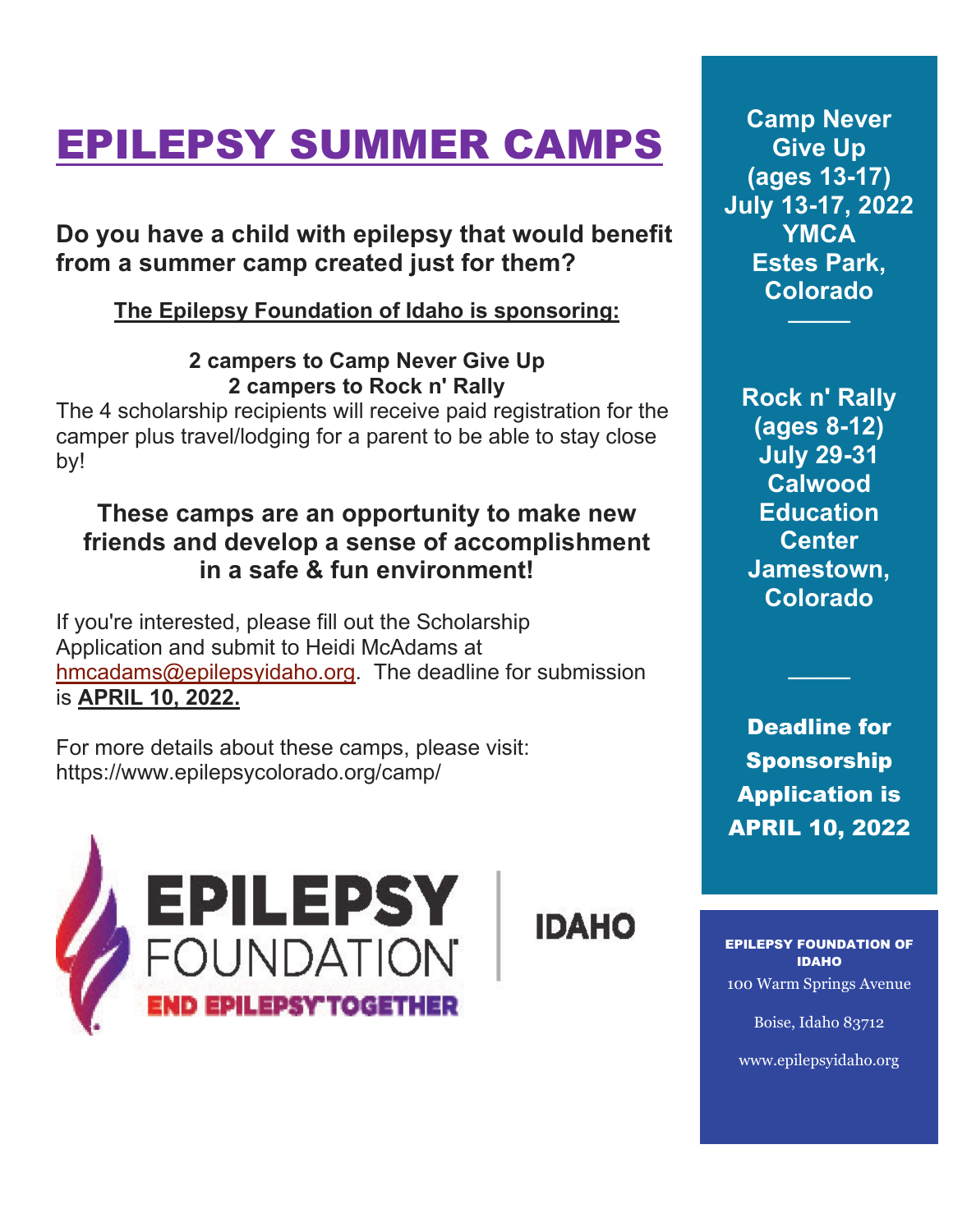# EPILEPSY SUMMER CAMPS

**Do you have a child with epilepsy that would benefit from a summer camp created just for them?**

**The Epilepsy Foundation of Idaho is sponsoring:**

**2 campers to Camp Never Give Up**
**2 campers to Rock n' Rally**

The 4 scholarship recipients will receive paid registration for the camper plus travel/lodging for a parent to be able to stay close by!

**These camps are an opportunity to make new friends and develop a sense of accomplishment in a safe & fun environment!**

If you're interested, please fill out the Scholarship Application and submit to Heidi McAdams at hmcadams@epilepsyidaho.org. The deadline for submission is **APRIL 10, 2022.**

For more details about these camps, please visit: https://www.epilepsycolorado.org/camp/

EPILEPSY FOUNDATION | IDAHO

END EPILEPSY TOGETHER

**Camp Never Give Up (ages 13-17) July 13-17, 2022 YMCA Estes Park, Colorado**

---

**Rock n' Rally (ages 8-12) July 29-31 Calwood Education Center Jamestown, Colorado**

---

**Deadline for Sponsorship Application is APRIL 10, 2022**

**EPILEPSY FOUNDATION OF IDAHO**

100 Warm Springs Avenue

Boise, Idaho 83712

www.epilepsyidaho.org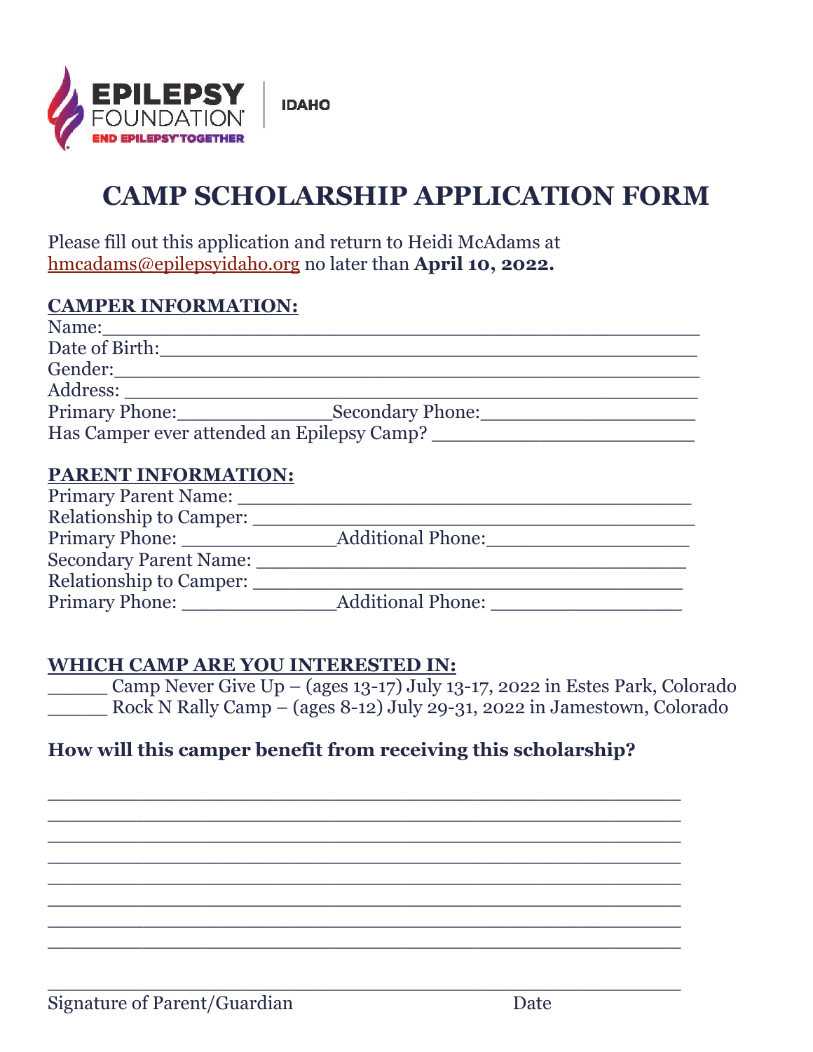EPILEPSY FOUNDATION | IDAHO

END EPILEPSY TOGETHER

# CAMP SCHOLARSHIP APPLICATION FORM

Please fill out this application and return to Heidi McAdams at hmcadams@epilepsyidaho.org no later than **April 10, 2022.**

**CAMPER INFORMATION:**

Name:\_\_\_\_\_\_\_\_\_\_\_\_\_\_\_\_\_\_\_\_\_\_\_\_\_\_\_\_\_\_\_\_\_\_\_\_\_\_\_\_\_\_\_\_\_\_\_\_

Date of Birth:\_\_\_\_\_\_\_\_\_\_\_\_\_\_\_\_\_\_\_\_\_\_\_\_\_\_\_\_\_\_\_\_\_\_\_\_\_\_\_\_\_\_\_\_

Gender:\_\_\_\_\_\_\_\_\_\_\_\_\_\_\_\_\_\_\_\_\_\_\_\_\_\_\_\_\_\_\_\_\_\_\_\_\_\_\_\_\_\_\_\_\_\_\_

Address: \_\_\_\_\_\_\_\_\_\_\_\_\_\_\_\_\_\_\_\_\_\_\_\_\_\_\_\_\_\_\_\_\_\_\_\_\_\_\_\_\_\_\_\_\_\_\_

Primary Phone:\_\_\_\_\_\_\_\_\_\_\_\_\_\_Secondary Phone:\_\_\_\_\_\_\_\_\_\_\_\_\_\_\_\_\_\_\_

Has Camper ever attended an Epilepsy Camp? \_\_\_\_\_\_\_\_\_\_\_\_\_\_\_\_\_\_\_\_\_\_\_

**PARENT INFORMATION:**

Primary Parent Name: \_\_\_\_\_\_\_\_\_\_\_\_\_\_\_\_\_\_\_\_\_\_\_\_\_\_\_\_\_\_\_\_\_\_\_\_\_\_\_\_

Relationship to Camper: \_\_\_\_\_\_\_\_\_\_\_\_\_\_\_\_\_\_\_\_\_\_\_\_\_\_\_\_\_\_\_\_\_\_\_\_\_\_

Primary Phone: \_\_\_\_\_\_\_\_\_\_\_\_\_\_Additional Phone:\_\_\_\_\_\_\_\_\_\_\_\_\_\_\_\_\_\_\_

Secondary Parent Name: \_\_\_\_\_\_\_\_\_\_\_\_\_\_\_\_\_\_\_\_\_\_\_\_\_\_\_\_\_\_\_\_\_\_\_\_\_\_

Relationship to Camper: \_\_\_\_\_\_\_\_\_\_\_\_\_\_\_\_\_\_\_\_\_\_\_\_\_\_\_\_\_\_\_\_\_\_\_\_\_\_

Primary Phone: \_\_\_\_\_\_\_\_\_\_\_\_\_\_Additional Phone: \_\_\_\_\_\_\_\_\_\_\_\_\_\_\_\_\_\_

**WHICH CAMP ARE YOU INTERESTED IN:**

\_\_\_\_\_ Camp Never Give Up – (ages 13-17) July 13-17, 2022 in Estes Park, Colorado

\_\_\_\_\_ Rock N Rally Camp – (ages 8-12) July 29-31, 2022 in Jamestown, Colorado

**How will this camper benefit from receiving this scholarship?**

\_\_\_\_\_\_\_\_\_\_\_\_\_\_\_\_\_\_\_\_\_\_\_\_\_\_\_\_\_\_\_\_\_\_\_\_\_\_\_\_\_\_\_\_\_\_\_\_\_\_\_\_\_\_

\_\_\_\_\_\_\_\_\_\_\_\_\_\_\_\_\_\_\_\_\_\_\_\_\_\_\_\_\_\_\_\_\_\_\_\_\_\_\_\_\_\_\_\_\_\_\_\_\_\_\_\_\_\_

\_\_\_\_\_\_\_\_\_\_\_\_\_\_\_\_\_\_\_\_\_\_\_\_\_\_\_\_\_\_\_\_\_\_\_\_\_\_\_\_\_\_\_\_\_\_\_\_\_\_\_\_\_\_

\_\_\_\_\_\_\_\_\_\_\_\_\_\_\_\_\_\_\_\_\_\_\_\_\_\_\_\_\_\_\_\_\_\_\_\_\_\_\_\_\_\_\_\_\_\_\_\_\_\_\_\_\_\_

\_\_\_\_\_\_\_\_\_\_\_\_\_\_\_\_\_\_\_\_\_\_\_\_\_\_\_\_\_\_\_\_\_\_\_\_\_\_\_\_\_\_\_\_\_\_\_\_\_\_\_\_\_\_

\_\_\_\_\_\_\_\_\_\_\_\_\_\_\_\_\_\_\_\_\_\_\_\_\_\_\_\_\_\_\_\_\_\_\_\_\_\_\_\_\_\_\_\_\_\_\_\_\_\_\_\_\_\_

\_\_\_\_\_\_\_\_\_\_\_\_\_\_\_\_\_\_\_\_\_\_\_\_\_\_\_\_\_\_\_\_\_\_\_\_\_\_\_\_\_\_\_\_\_\_\_\_\_\_\_\_\_\_

\_\_\_\_\_\_\_\_\_\_\_\_\_\_\_\_\_\_\_\_\_\_\_\_\_\_\_\_\_\_\_\_\_\_\_\_\_\_\_\_\_\_\_\_\_\_\_\_\_\_\_\_\_\_

\_\_\_\_\_\_\_\_\_\_\_\_\_\_\_\_\_\_\_\_\_\_\_\_\_\_\_\_\_\_\_\_\_\_\_\_\_\_\_\_\_\_\_\_\_\_\_\_\_\_\_\_\_\_

Signature of Parent/Guardian Date